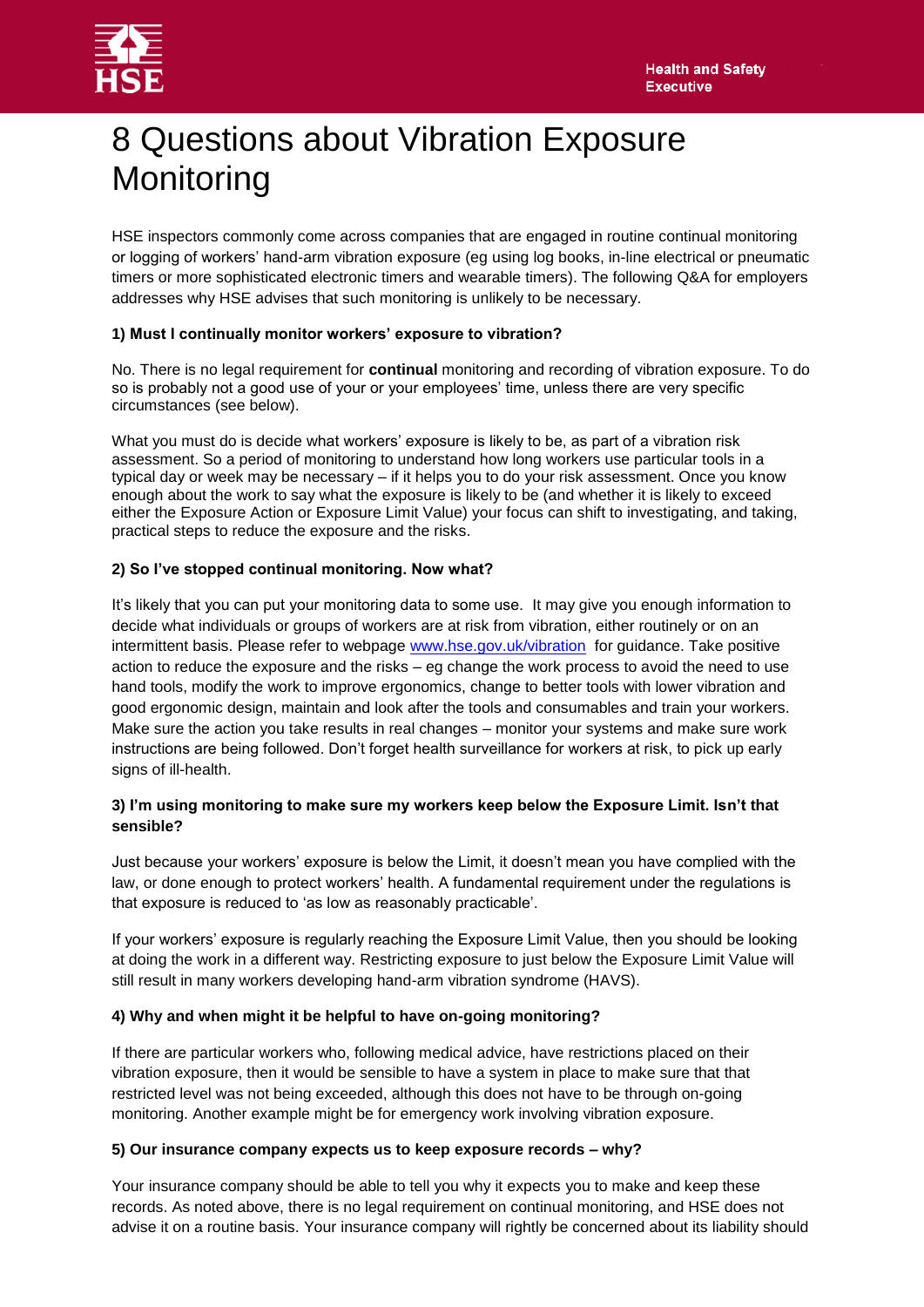# 8 Questions about Vibration Exposure Monitoring

HSE inspectors commonly come across companies that are engaged in routine continual monitoring or logging of workers' hand-arm vibration exposure (eg using log books, in-line electrical or pneumatic timers or more sophisticated electronic timers and wearable timers). The following Q&A for employers addresses why HSE advises that such monitoring is unlikely to be necessary.

**1) Must I continually monitor workers' exposure to vibration?**

No. There is no legal requirement for **continual** monitoring and recording of vibration exposure. To do so is probably not a good use of your or your employees' time, unless there are very specific circumstances (see below).

What you must do is decide what workers' exposure is likely to be, as part of a vibration risk assessment. So a period of monitoring to understand how long workers use particular tools in a typical day or week may be necessary – if it helps you to do your risk assessment. Once you know enough about the work to say what the exposure is likely to be (and whether it is likely to exceed either the Exposure Action or Exposure Limit Value) your focus can shift to investigating, and taking, practical steps to reduce the exposure and the risks.

**2) So I've stopped continual monitoring. Now what?**

It's likely that you can put your monitoring data to some use. It may give you enough information to decide what individuals or groups of workers are at risk from vibration, either routinely or on an intermittent basis. Please refer to webpage [www.hse.gov.uk/vibration](http://www.hse.gov.uk/vibration) for guidance. Take positive action to reduce the exposure and the risks – eg change the work process to avoid the need to use hand tools, modify the work to improve ergonomics, change to better tools with lower vibration and good ergonomic design, maintain and look after the tools and consumables and train your workers. Make sure the action you take results in real changes – monitor your systems and make sure work instructions are being followed. Don't forget health surveillance for workers at risk, to pick up early signs of ill-health.

**3) I'm using monitoring to make sure my workers keep below the Exposure Limit. Isn't that sensible?**

Just because your workers' exposure is below the Limit, it doesn't mean you have complied with the law, or done enough to protect workers' health. A fundamental requirement under the regulations is that exposure is reduced to 'as low as reasonably practicable'.

If your workers' exposure is regularly reaching the Exposure Limit Value, then you should be looking at doing the work in a different way. Restricting exposure to just below the Exposure Limit Value will still result in many workers developing hand-arm vibration syndrome (HAVS).

**4) Why and when might it be helpful to have on-going monitoring?**

If there are particular workers who, following medical advice, have restrictions placed on their vibration exposure, then it would be sensible to have a system in place to make sure that that restricted level was not being exceeded, although this does not have to be through on-going monitoring. Another example might be for emergency work involving vibration exposure.

**5) Our insurance company expects us to keep exposure records – why?**

Your insurance company should be able to tell you why it expects you to make and keep these records. As noted above, there is no legal requirement on continual monitoring, and HSE does not advise it on a routine basis. Your insurance company will rightly be concerned about its liability should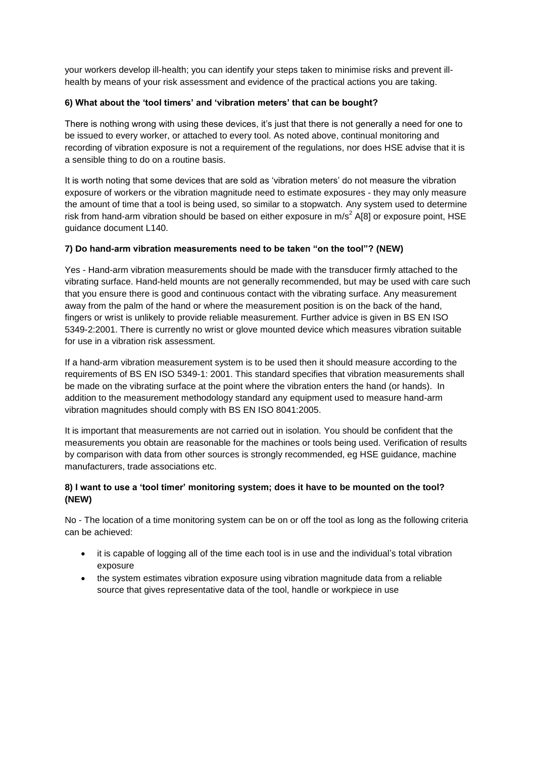your workers develop ill-health; you can identify your steps taken to minimise risks and prevent ill-health by means of your risk assessment and evidence of the practical actions you are taking.

**6) What about the 'tool timers' and 'vibration meters' that can be bought?**

There is nothing wrong with using these devices, it's just that there is not generally a need for one to be issued to every worker, or attached to every tool. As noted above, continual monitoring and recording of vibration exposure is not a requirement of the regulations, nor does HSE advise that it is a sensible thing to do on a routine basis.

It is worth noting that some devices that are sold as 'vibration meters' do not measure the vibration exposure of workers or the vibration magnitude need to estimate exposures - they may only measure the amount of time that a tool is being used, so similar to a stopwatch. Any system used to determine risk from hand-arm vibration should be based on either exposure in $m/s^2$ A[8] or exposure point, HSE guidance document L140.

**7) Do hand-arm vibration measurements need to be taken "on the tool"? (NEW)**

Yes - Hand-arm vibration measurements should be made with the transducer firmly attached to the vibrating surface. Hand-held mounts are not generally recommended, but may be used with care such that you ensure there is good and continuous contact with the vibrating surface. Any measurement away from the palm of the hand or where the measurement position is on the back of the hand, fingers or wrist is unlikely to provide reliable measurement. Further advice is given in BS EN ISO 5349-2:2001. There is currently no wrist or glove mounted device which measures vibration suitable for use in a vibration risk assessment.

If a hand-arm vibration measurement system is to be used then it should measure according to the requirements of BS EN ISO 5349-1: 2001. This standard specifies that vibration measurements shall be made on the vibrating surface at the point where the vibration enters the hand (or hands). In addition to the measurement methodology standard any equipment used to measure hand-arm vibration magnitudes should comply with BS EN ISO 8041:2005.

It is important that measurements are not carried out in isolation. You should be confident that the measurements you obtain are reasonable for the machines or tools being used. Verification of results by comparison with data from other sources is strongly recommended, eg HSE guidance, machine manufacturers, trade associations etc.

**8) I want to use a 'tool timer' monitoring system; does it have to be mounted on the tool? (NEW)**

No - The location of a time monitoring system can be on or off the tool as long as the following criteria can be achieved:

- it is capable of logging all of the time each tool is in use and the individual's total vibration exposure
- the system estimates vibration exposure using vibration magnitude data from a reliable source that gives representative data of the tool, handle or workpiece in use